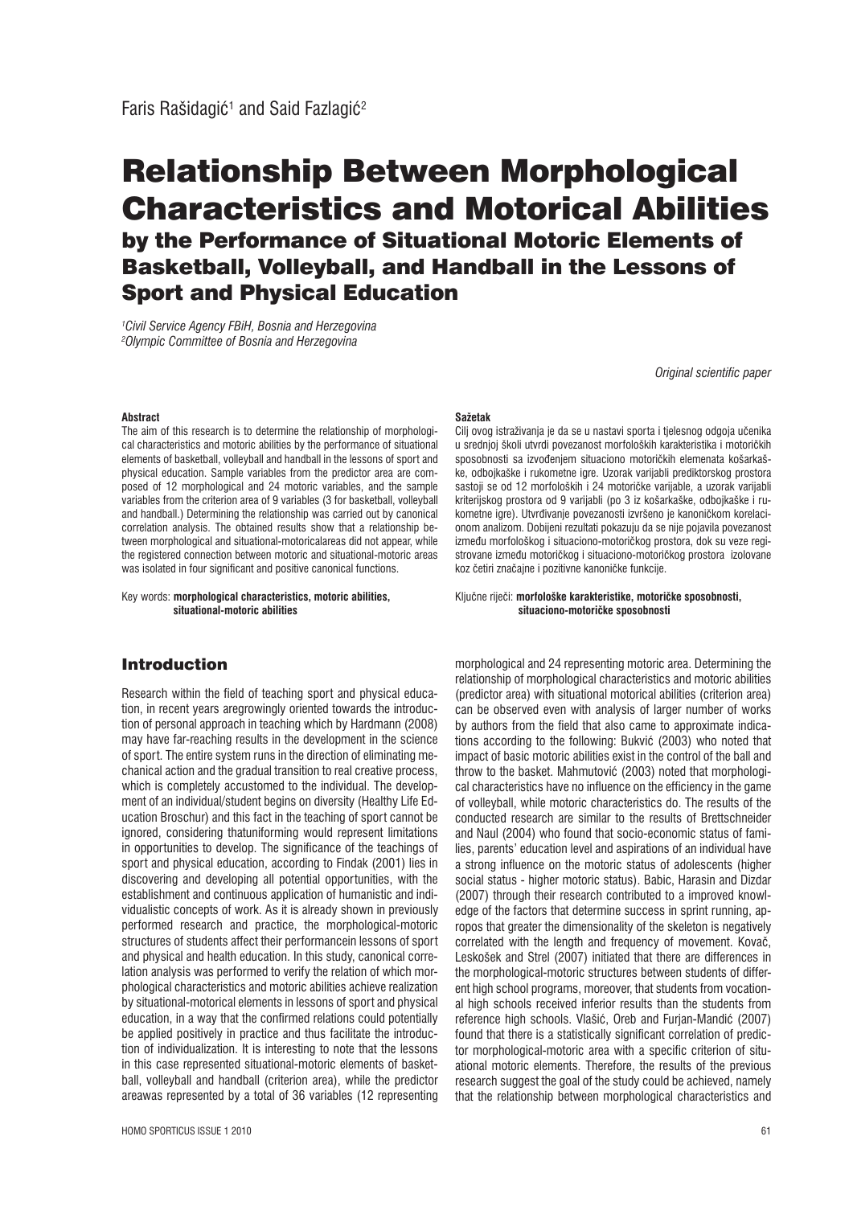Faris Rašidagić[1] and Said Fazlagić[2]

# Relationship Between Morphological Characteristics and Motorical Abilities

## by the Performance of Situational Motoric Elements of Basketball, Volleyball, and Handball in the Lessons of Sport and Physical Education

*[1]Civil Service Agency FBiH, Bosnia and Herzegovina*
*[2]Olympic Committee of Bosnia and Herzegovina*

*Original scientific paper*

**Abstract**

The aim of this research is to determine the relationship of morphological characteristics and motoric abilities by the performance of situational elements of basketball, volleyball and handball in the lessons of sport and physical education. Sample variables from the predictor area are composed of 12 morphological and 24 motoric variables, and the sample variables from the criterion area of 9 variables (3 for basketball, volleyball and handball.) Determining the relationship was carried out by canonical correlation analysis. The obtained results show that a relationship between morphological and situational-motoricalareas did not appear, while the registered connection between motoric and situational-motoric areas was isolated in four significant and positive canonical functions.

Key words: **morphological characteristics, motoric abilities, situational-motoric abilities**

**Sažetak**

Cilj ovog istraživanja je da se u nastavi sporta i tjelesnog odgoja učenika u srednjoj školi utvrdi povezanost morfoloških karakteristika i motoričkih sposobnosti sa izvođenjem situaciono motoričkih elemenata košarkaške, odbojkaške i rukometne igre. Uzorak varijabli prediktorskog prostora sastoji se od 12 morfoloških i 24 motoričke varijable, a uzorak varijabli kriterijskog prostora od 9 varijabli (po 3 iz košarkaške, odbojkaške i rukometne igre). Utvrđivanje povezanosti izvršeno je kanoničkom korelacionom analizom. Dobijeni rezultati pokazuju da se nije pojavila povezanost između morfološkog i situaciono-motoričkog prostora, dok su veze registrovane između motoričkog i situaciono-motoričkog prostora izolovane koz četiri značajne i pozitivne kanoničke funkcije.

Ključne riječi: **morfološke karakteristike, motoričke sposobnosti, situaciono-motoričke sposobnosti**

## Introduction

Research within the field of teaching sport and physical education, in recent years aregrowingly oriented towards the introduction of personal approach in teaching which by Hardmann (2008) may have far-reaching results in the development in the science of sport. The entire system runs in the direction of eliminating mechanical action and the gradual transition to real creative process, which is completely accustomed to the individual. The development of an individual/student begins on diversity (Healthy Life Education Broschur) and this fact in the teaching of sport cannot be ignored, considering thatuniforming would represent limitations in opportunities to develop. The significance of the teachings of sport and physical education, according to Findak (2001) lies in discovering and developing all potential opportunities, with the establishment and continuous application of humanistic and individualistic concepts of work. As it is already shown in previously performed research and practice, the morphological-motoric structures of students affect their performancein lessons of sport and physical and health education. In this study, canonical correlation analysis was performed to verify the relation of which morphological characteristics and motoric abilities achieve realization by situational-motorical elements in lessons of sport and physical education, in a way that the confirmed relations could potentially be applied positively in practice and thus facilitate the introduction of individualization. It is interesting to note that the lessons in this case represented situational-motoric elements of basketball, volleyball and handball (criterion area), while the predictor areawas represented by a total of 36 variables (12 representing morphological and 24 representing motoric area. Determining the relationship of morphological characteristics and motoric abilities (predictor area) with situational motorical abilities (criterion area) can be observed even with analysis of larger number of works by authors from the field that also came to approximate indications according to the following: Bukvić (2003) who noted that impact of basic motoric abilities exist in the control of the ball and throw to the basket. Mahmutović (2003) noted that morphological characteristics have no influence on the efficiency in the game of volleyball, while motoric characteristics do. The results of the conducted research are similar to the results of Brettschneider and Naul (2004) who found that socio-economic status of families, parents' education level and aspirations of an individual have a strong influence on the motoric status of adolescents (higher social status - higher motoric status). Babic, Harasin and Dizdar (2007) through their research contributed to a improved knowledge of the factors that determine success in sprint running, apropos that greater the dimensionality of the skeleton is negatively correlated with the length and frequency of movement. Kovač, Leskošek and Strel (2007) initiated that there are differences in the morphological-motoric structures between students of different high school programs, moreover, that students from vocational high schools received inferior results than the students from reference high schools. Vlašić, Oreb and Furjan-Mandić (2007) found that there is a statistically significant correlation of predictor morphological-motoric area with a specific criterion of situational motoric elements. Therefore, the results of the previous research suggest the goal of the study could be achieved, namely that the relationship between morphological characteristics and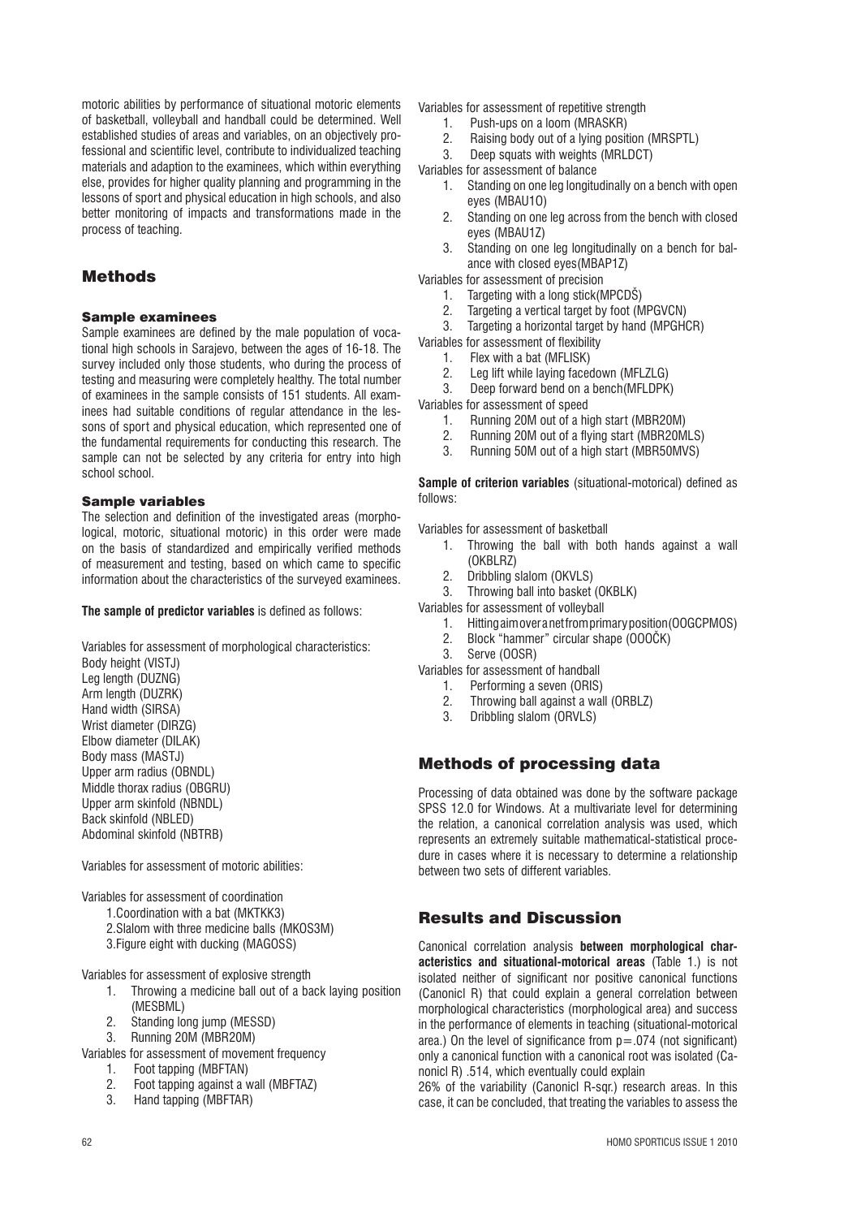motoric abilities by performance of situational motoric elements of basketball, volleyball and handball could be determined. Well established studies of areas and variables, on an objectively professional and scientific level, contribute to individualized teaching materials and adaption to the examinees, which within everything else, provides for higher quality planning and programming in the lessons of sport and physical education in high schools, and also better monitoring of impacts and transformations made in the process of teaching.

## Methods

### Sample examinees

Sample examinees are defined by the male population of vocational high schools in Sarajevo, between the ages of 16-18. The survey included only those students, who during the process of testing and measuring were completely healthy. The total number of examinees in the sample consists of 151 students. All examinees had suitable conditions of regular attendance in the lessons of sport and physical education, which represented one of the fundamental requirements for conducting this research. The sample can not be selected by any criteria for entry into high school school.

### Sample variables

The selection and definition of the investigated areas (morphological, motoric, situational motoric) in this order were made on the basis of standardized and empirically verified methods of measurement and testing, based on which came to specific information about the characteristics of the surveyed examinees.

**The sample of predictor variables** is defined as follows:

Variables for assessment of morphological characteristics:
Body height (VISTJ)
Leg length (DUZNG)
Arm length (DUZRK)
Hand width (SIRSA)
Wrist diameter (DIRZG)
Elbow diameter (DILAK)
Body mass (MASTJ)
Upper arm radius (OBNDL)
Middle thorax radius (OBGRU)
Upper arm skinfold (NBNDL)
Back skinfold (NBLED)
Abdominal skinfold (NBTRB)

Variables for assessment of motoric abilities:

Variables for assessment of coordination
1. Coordination with a bat (MKTKK3)
2. Slalom with three medicine balls (MKOS3M)
3. Figure eight with ducking (MAGOSS)

Variables for assessment of explosive strength
1. Throwing a medicine ball out of a back laying position (MESBML)
2. Standing long jump (MESSD)
3. Running 20M (MBR20M)

Variables for assessment of movement frequency
1. Foot tapping (MBFTAN)
2. Foot tapping against a wall (MBFTAZ)
3. Hand tapping (MBFTAR)

Variables for assessment of repetitive strength
1. Push-ups on a loom (MRASKR)
2. Raising body out of a lying position (MRSPTL)
3. Deep squats with weights (MRLDCT)

Variables for assessment of balance
1. Standing on one leg longitudinally on a bench with open eyes (MBAU1O)
2. Standing on one leg across from the bench with closed eyes (MBAU1Z)
3. Standing on one leg longitudinally on a bench for balance with closed eyes(MBAP1Z)

Variables for assessment of precision
1. Targeting with a long stick(MPCDŠ)
2. Targeting a vertical target by foot (MPGVCN)
3. Targeting a horizontal target by hand (MPGHCR)

Variables for assessment of flexibility
1. Flex with a bat (MFLISK)
2. Leg lift while laying facedown (MFLZLG)
3. Deep forward bend on a bench(MFLDPK)

Variables for assessment of speed
1. Running 20M out of a high start (MBR20M)
2. Running 20M out of a flying start (MBR20MLS)
3. Running 50M out of a high start (MBR50MVS)

**Sample of criterion variables** (situational-motorical) defined as follows:

Variables for assessment of basketball
1. Throwing the ball with both hands against a wall (OKBLRZ)
2. Dribbling slalom (OKVLS)
3. Throwing ball into basket (OKBLK)

Variables for assessment of volleyball
1. Hitting aim over a net from primary position (OOGCPMOS)
2. Block "hammer" circular shape (OOOČK)
3. Serve (OOSR)

Variables for assessment of handball
1. Performing a seven (ORIS)
2. Throwing ball against a wall (ORBLZ)
3. Dribbling slalom (ORVLS)

## Methods of processing data

Processing of data obtained was done by the software package SPSS 12.0 for Windows. At a multivariate level for determining the relation, a canonical correlation analysis was used, which represents an extremely suitable mathematical-statistical procedure in cases where it is necessary to determine a relationship between two sets of different variables.

## Results and Discussion

Canonical correlation analysis **between morphological characteristics and situational-motorical areas** (Table 1.) is not isolated neither of significant nor positive canonical functions (Canonicl R) that could explain a general correlation between morphological characteristics (morphological area) and success in the performance of elements in teaching (situational-motorical area.) On the level of significance from p=.074 (not significant) only a canonical function with a canonical root was isolated (Canonicl R) .514, which eventually could explain 26% of the variability (Canonicl R-sqr.) research areas. In this case, it can be concluded, that treating the variables to assess the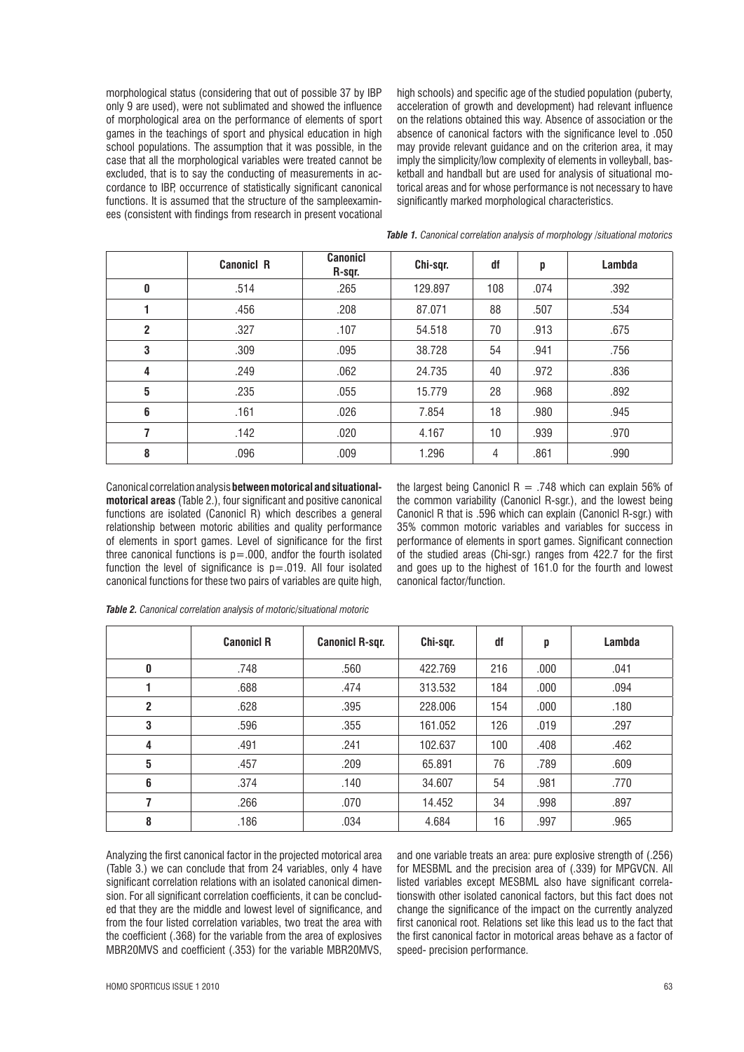morphological status (considering that out of possible 37 by IBP only 9 are used), were not sublimated and showed the influence of morphological area on the performance of elements of sport games in the teachings of sport and physical education in high school populations. The assumption that it was possible, in the case that all the morphological variables were treated cannot be excluded, that is to say the conducting of measurements in accordance to IBP, occurrence of statistically significant canonical functions. It is assumed that the structure of the sampleexaminees (consistent with findings from research in present vocational high schools) and specific age of the studied population (puberty, acceleration of growth and development) had relevant influence on the relations obtained this way. Absence of association or the absence of canonical factors with the significance level to .050 may provide relevant guidance and on the criterion area, it may imply the simplicity/low complexity of elements in volleyball, basketball and handball but are used for analysis of situational motorical areas and for whose performance is not necessary to have significantly marked morphological characteristics.

*__Table 1.__ Canonical correlation analysis of morphology /situational motorics*

| | Canonicl R | Canonicl R-sqr. | Chi-sqr. | df | p | Lambda |
|---|---|---|---|---|---|---|
| **0** | .514 | .265 | 129.897 | 108 | .074 | .392 |
| **1** | .456 | .208 | 87.071 | 88 | .507 | .534 |
| **2** | .327 | .107 | 54.518 | 70 | .913 | .675 |
| **3** | .309 | .095 | 38.728 | 54 | .941 | .756 |
| **4** | .249 | .062 | 24.735 | 40 | .972 | .836 |
| **5** | .235 | .055 | 15.779 | 28 | .968 | .892 |
| **6** | .161 | .026 | 7.854 | 18 | .980 | .945 |
| **7** | .142 | .020 | 4.167 | 10 | .939 | .970 |
| **8** | .096 | .009 | 1.296 | 4 | .861 | .990 |

Canonical correlation analysis **between motorical and situational-motorical areas** (Table 2.), four significant and positive canonical functions are isolated (Canonicl R) which describes a general relationship between motoric abilities and quality performance of elements in sport games. Level of significance for the first three canonical functions is p=.000, andfor the fourth isolated function the level of significance is p=.019. All four isolated canonical functions for these two pairs of variables are quite high, the largest being Canonicl R = .748 which can explain 56% of the common variability (Canonicl R-sgr.), and the lowest being Canonicl R that is .596 which can explain (Canonicl R-sgr.) with 35% common motoric variables and variables for success in performance of elements in sport games. Significant connection of the studied areas (Chi-sgr.) ranges from 422.7 for the first and goes up to the highest of 161.0 for the fourth and lowest canonical factor/function.

*__Table 2.__ Canonical correlation analysis of motoric/situational motoric*

| | Canonicl R | Canonicl R-sqr. | Chi-sqr. | df | p | Lambda |
|---|---|---|---|---|---|---|
| **0** | .748 | .560 | 422.769 | 216 | .000 | .041 |
| **1** | .688 | .474 | 313.532 | 184 | .000 | .094 |
| **2** | .628 | .395 | 228.006 | 154 | .000 | .180 |
| **3** | .596 | .355 | 161.052 | 126 | .019 | .297 |
| **4** | .491 | .241 | 102.637 | 100 | .408 | .462 |
| **5** | .457 | .209 | 65.891 | 76 | .789 | .609 |
| **6** | .374 | .140 | 34.607 | 54 | .981 | .770 |
| **7** | .266 | .070 | 14.452 | 34 | .998 | .897 |
| **8** | .186 | .034 | 4.684 | 16 | .997 | .965 |

Analyzing the first canonical factor in the projected motorical area (Table 3.) we can conclude that from 24 variables, only 4 have significant correlation relations with an isolated canonical dimension. For all significant correlation coefficients, it can be concluded that they are the middle and lowest level of significance, and from the four listed correlation variables, two treat the area with the coefficient (.368) for the variable from the area of explosives MBR20MVS and coefficient (.353) for the variable MBR20MVS, and one variable treats an area: pure explosive strength of (.256) for MESBML and the precision area of (.339) for MPGVCN. All listed variables except MESBML also have significant correlationswith other isolated canonical factors, but this fact does not change the significance of the impact on the currently analyzed first canonical root. Relations set like this lead us to the fact that the first canonical factor in motorical areas behave as a factor of speed- precision performance.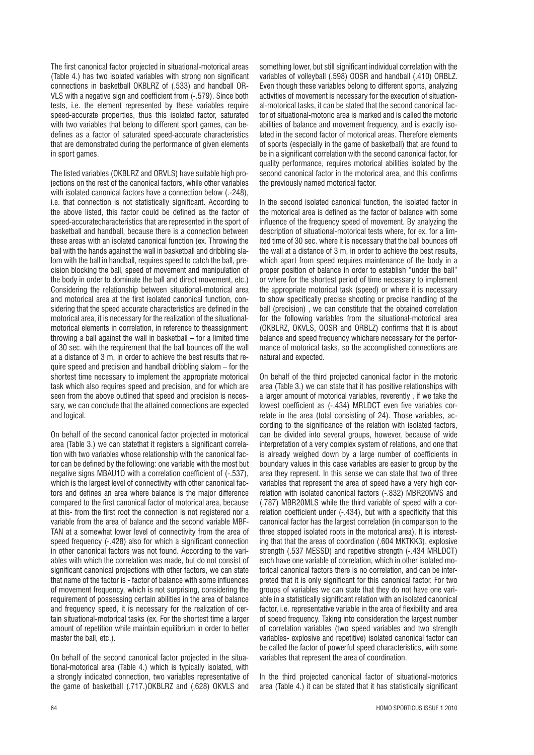The first canonical factor projected in situational-motorical areas (Table 4.) has two isolated variables with strong non significant connections in basketball OKBLRZ of (.533) and handball ORVLS with a negative sign and coefficient from (-.579). Since both tests, i.e. the element represented by these variables require speed-accurate properties, thus this isolated factor, saturated with two variables that belong to different sport games, can bedefines as a factor of saturated speed-accurate characteristics that are demonstrated during the performance of given elements in sport games.

The listed variables (OKBLRZ and ORVLS) have suitable high projections on the rest of the canonical factors, while other variables with isolated canonical factors have a connection below (.-248), i.e. that connection is not statistically significant. According to the above listed, this factor could be defined as the factor of speed-accuratecharacteristics that are represented in the sport of basketball and handball, because there is a connection between these areas with an isolated canonical function (ex. Throwing the ball with the hands against the wall in basketball and dribbling slalom with the ball in handball, requires speed to catch the ball, precision blocking the ball, speed of movement and manipulation of the body in order to dominate the ball and direct movement, etc.) Considering the relationship between situational-motorical area and motorical area at the first isolated canonical function, considering that the speed accurate characteristics are defined in the motorical area, it is necessary for the realization of the situational-motorical elements in correlation, in reference to theassignment: throwing a ball against the wall in basketball – for a limited time of 30 sec. with the requirement that the ball bounces off the wall at a distance of 3 m, in order to achieve the best results that require speed and precision and handball dribbling slalom – for the shortest time necessary to implement the appropriate motorical task which also requires speed and precision, and for which are seen from the above outlined that speed and precision is necessary, we can conclude that the attained connections are expected and logical.

On behalf of the second canonical factor projected in motorical area (Table 3.) we can statethat it registers a significant correlation with two variables whose relationship with the canonical factor can be defined by the following: one variable with the most but negative signs MBAU1O with a correlation coefficient of (-.537), which is the largest level of connectivity with other canonical factors and defines an area where balance is the major difference compared to the first canonical factor of motorical area, because at this- from the first root the connection is not registered nor a variable from the area of balance and the second variable MBFTAN at a somewhat lower level of connectivity from the area of speed frequency (-.428) also for which a significant connection in other canonical factors was not found. According to the variables with which the correlation was made, but do not consist of significant canonical projections with other factors, we can state that name of the factor is - factor of balance with some influences of movement frequency, which is not surprising, considering the requirement of possessing certain abilities in the area of balance and frequency speed, it is necessary for the realization of certain situational-motorical tasks (ex. For the shortest time a larger amount of repetition while maintain equilibrium in order to better master the ball, etc.).

On behalf of the second canonical factor projected in the situational-motorical area (Table 4.) which is typically isolated, with a strongly indicated connection, two variables representative of the game of basketball (.717.)OKBLRZ and (.628) OKVLS and something lower, but still significant individual correlation with the variables of volleyball (.598) OOSR and handball (.410) ORBLZ. Even though these variables belong to different sports, analyzing activities of movement is necessary for the execution of situational-motorical tasks, it can be stated that the second canonical factor of situational-motoric area is marked and is called the motoric abilities of balance and movement frequency, and is exactly isolated in the second factor of motorical areas. Therefore elements of sports (especially in the game of basketball) that are found to be in a significant correlation with the second canonical factor, for quality performance, requires motorical abilities isolated by the second canonical factor in the motorical area, and this confirms the previously named motorical factor.

In the second isolated canonical function, the isolated factor in the motorical area is defined as the factor of balance with some influence of the frequency speed of movement. By analyzing the description of situational-motorical tests where, for ex. for a limited time of 30 sec. where it is necessary that the ball bounces off the wall at a distance of 3 m, in order to achieve the best results, which apart from speed requires maintenance of the body in a proper position of balance in order to establish "under the ball" or where for the shortest period of time necessary to implement the appropriate motorical task (speed) or where it is necessary to show specifically precise shooting or precise handling of the ball (precision) , we can constitute that the obtained correlation for the following variables from the situational-motorical area (OKBLRZ, OKVLS, OOSR and ORBLZ) confirms that it is about balance and speed frequency whichare necessary for the performance of motorical tasks, so the accomplished connections are natural and expected.

On behalf of the third projected canonical factor in the motoric area (Table 3.) we can state that it has positive relationships with a larger amount of motorical variables, reverently , if we take the lowest coefficient as (-.434) MRLDCT even five variables correlate in the area (total consisting of 24). Those variables, according to the significance of the relation with isolated factors, can be divided into several groups, however, because of wide interpretation of a very complex system of relations, and one that is already weighed down by a large number of coefficients in boundary values in this case variables are easier to group by the area they represent. In this sense we can state that two of three variables that represent the area of speed have a very high correlation with isolated canonical factors (-.832) MBR20MVS and (.787) MBR20MLS while the third variable of speed with a correlation coefficient under (-.434), but with a specificity that this canonical factor has the largest correlation (in comparison to the three stopped isolated roots in the motorical area). It is interesting that that the areas of coordination (.604 MKTKK3), explosive strength (.537 MESSD) and repetitive strength (-.434 MRLDCT) each have one variable of correlation, which in other isolated motorical canonical factors there is no correlation, and can be interpreted that it is only significant for this canonical factor. For two groups of variables we can state that they do not have one variable in a statistically significant relation with an isolated canonical factor, i.e. representative variable in the area of flexibility and area of speed frequency. Taking into consideration the largest number of correlation variables (two speed variables and two strength variables- explosive and repetitive) isolated canonical factor can be called the factor of powerful speed characteristics, with some variables that represent the area of coordination.

In the third projected canonical factor of situational-motorics area (Table 4.) it can be stated that it has statistically significant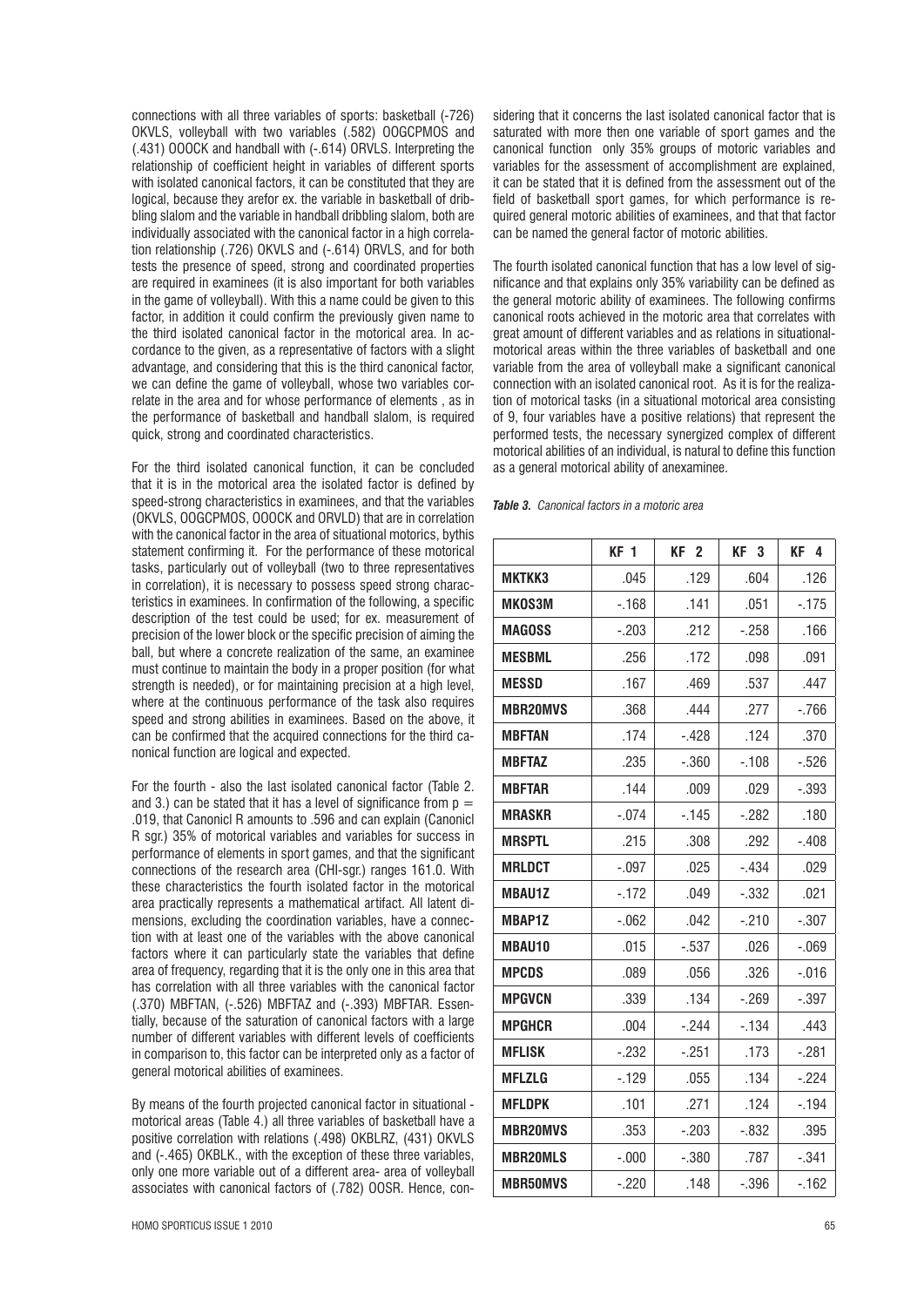connections with all three variables of sports: basketball (-726) OKVLS, volleyball with two variables (.582) OOGCPMOS and (.431) OOOCK and handball with (-.614) ORVLS. Interpreting the relationship of coefficient height in variables of different sports with isolated canonical factors, it can be constituted that they are logical, because they arefor ex. the variable in basketball of dribbling slalom and the variable in handball dribbling slalom, both are individually associated with the canonical factor in a high correlation relationship (.726) OKVLS and (-.614) ORVLS, and for both tests the presence of speed, strong and coordinated properties are required in examinees (it is also important for both variables in the game of volleyball). With this a name could be given to this factor, in addition it could confirm the previously given name to the third isolated canonical factor in the motorical area. In accordance to the given, as a representative of factors with a slight advantage, and considering that this is the third canonical factor, we can define the game of volleyball, whose two variables correlate in the area and for whose performance of elements , as in the performance of basketball and handball slalom, is required quick, strong and coordinated characteristics.

For the third isolated canonical function, it can be concluded that it is in the motorical area the isolated factor is defined by speed-strong characteristics in examinees, and that the variables (OKVLS, OOGCPMOS, OOOCK and ORVLD) that are in correlation with the canonical factor in the area of situational motorics, bythis statement confirming it. For the performance of these motorical tasks, particularly out of volleyball (two to three representatives in correlation), it is necessary to possess speed strong characteristics in examinees. In confirmation of the following, a specific description of the test could be used; for ex. measurement of precision of the lower block or the specific precision of aiming the ball, but where a concrete realization of the same, an examinee must continue to maintain the body in a proper position (for what strength is needed), or for maintaining precision at a high level, where at the continuous performance of the task also requires speed and strong abilities in examinees. Based on the above, it can be confirmed that the acquired connections for the third canonical function are logical and expected.

For the fourth - also the last isolated canonical factor (Table 2. and 3.) can be stated that it has a level of significance from $p = .019$, that Canonicl R amounts to .596 and can explain (Canonicl R sgr.) 35% of motorical variables and variables for success in performance of elements in sport games, and that the significant connections of the research area (CHI-sgr.) ranges 161.0. With these characteristics the fourth isolated factor in the motorical area practically represents a mathematical artifact. All latent dimensions, excluding the coordination variables, have a connection with at least one of the variables with the above canonical factors where it can particularly state the variables that define area of frequency, regarding that it is the only one in this area that has correlation with all three variables with the canonical factor (.370) MBFTAN, (-.526) MBFTAZ and (-.393) MBFTAR. Essentially, because of the saturation of canonical factors with a large number of different variables with different levels of coefficients in comparison to, this factor can be interpreted only as a factor of general motorical abilities of examinees.

By means of the fourth projected canonical factor in situational - motorical areas (Table 4.) all three variables of basketball have a positive correlation with relations (.498) OKBLRZ, (431) OKVLS and (-.465) OKBLK., with the exception of these three variables, only one more variable out of a different area- area of volleyball associates with canonical factors of (.782) OOSR. Hence, considering that it concerns the last isolated canonical factor that is saturated with more then one variable of sport games and the canonical function only 35% groups of motoric variables and variables for the assessment of accomplishment are explained, it can be stated that it is defined from the assessment out of the field of basketball sport games, for which performance is required general motoric abilities of examinees, and that that factor can be named the general factor of motoric abilities.

The fourth isolated canonical function that has a low level of significance and that explains only 35% variability can be defined as the general motoric ability of examinees. The following confirms canonical roots achieved in the motoric area that correlates with great amount of different variables and as relations in situational-motorical areas within the three variables of basketball and one variable from the area of volleyball make a significant canonical connection with an isolated canonical root. As it is for the realization of motorical tasks (in a situational motorical area consisting of 9, four variables have a positive relations) that represent the performed tests, the necessary synergized complex of different motorical abilities of an individual, is natural to define this function as a general motorical ability of anexaminee.

*Table 3. Canonical factors in a motoric area*

| | KF 1 | KF 2 | KF 3 | KF 4 |
|---|---|---|---|---|
| **MKTKK3** | .045 | .129 | .604 | .126 |
| **MKOS3M** | -.168 | .141 | .051 | -.175 |
| **MAGOSS** | -.203 | .212 | -.258 | .166 |
| **MESBML** | .256 | .172 | .098 | .091 |
| **MESSD** | .167 | .469 | .537 | .447 |
| **MBR20MVS** | .368 | .444 | .277 | -.766 |
| **MBFTAN** | .174 | -.428 | .124 | .370 |
| **MBFTAZ** | .235 | -.360 | -.108 | -.526 |
| **MBFTAR** | .144 | .009 | .029 | -.393 |
| **MRASKR** | -.074 | -.145 | -.282 | .180 |
| **MRSPTL** | .215 | .308 | .292 | -.408 |
| **MRLDCT** | -.097 | .025 | -.434 | .029 |
| **MBAU1Z** | -.172 | .049 | -.332 | .021 |
| **MBAP1Z** | -.062 | .042 | -.210 | -.307 |
| **MBAU10** | .015 | -.537 | .026 | -.069 |
| **MPCDS** | .089 | .056 | .326 | -.016 |
| **MPGVCN** | .339 | .134 | -.269 | -.397 |
| **MPGHCR** | .004 | -.244 | -.134 | .443 |
| **MFLISK** | -.232 | -.251 | .173 | -.281 |
| **MFLZLG** | -.129 | .055 | .134 | -.224 |
| **MFLDPK** | .101 | .271 | .124 | -.194 |
| **MBR20MVS** | .353 | -.203 | -.832 | .395 |
| **MBR20MLS** | -.000 | -.380 | .787 | -.341 |
| **MBR50MVS** | -.220 | .148 | -.396 | -.162 |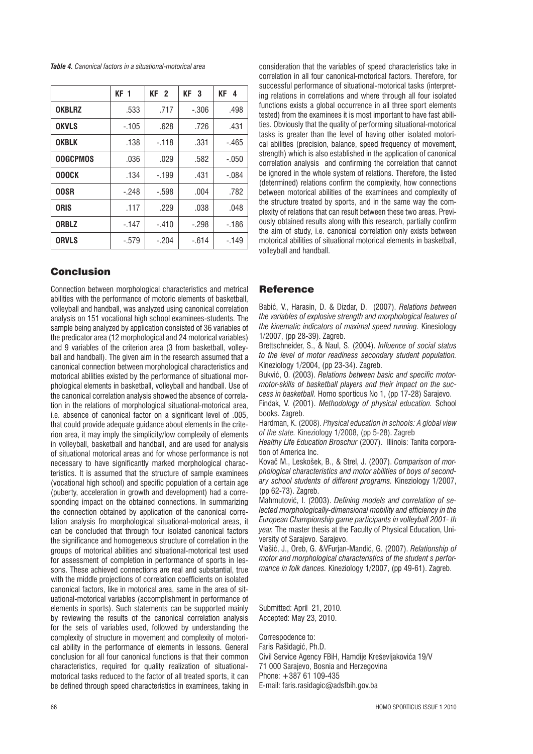*Table 4. Canonical factors in a situational-motorical area*

| | KF 1 | KF 2 | KF 3 | KF 4 |
|---|---|---|---|---|
| **OKBLRZ** | .533 | .717 | -.306 | .498 |
| **OKVLS** | -.105 | .628 | .726 | .431 |
| **OKBLK** | .138 | -.118 | .331 | -.465 |
| **OOGCPMOS** | .036 | .029 | .582 | -.050 |
| **OOOCK** | .134 | -.199 | .431 | -.084 |
| **OOSR** | -.248 | -.598 | .004 | .782 |
| **ORIS** | .117 | .229 | .038 | .048 |
| **ORBLZ** | -.147 | -.410 | -.298 | -.186 |
| **ORVLS** | -.579 | -.204 | -.614 | -.149 |

## Conclusion

Connection between morphological characteristics and metrical abilities with the performance of motoric elements of basketball, volleyball and handball, was analyzed using canonical correlation analysis on 151 vocational high school examinees-students. The sample being analyzed by application consisted of 36 variables of the predicator area (12 morphological and 24 motorical variables) and 9 variables of the criterion area (3 from basketball, volleyball and handball). The given aim in the research assumed that a canonical connection between morphological characteristics and motorical abilities existed by the performance of situational morphological elements in basketball, volleyball and handball. Use of the canonical correlation analysis showed the absence of correlation in the relations of morphological situational-motorical area, i.e. absence of canonical factor on a significant level of .005, that could provide adequate guidance about elements in the criterion area, it may imply the simplicity/low complexity of elements in volleyball, basketball and handball, and are used for analysis of situational motorical areas and for whose performance is not necessary to have significantly marked morphological characteristics. It is assumed that the structure of sample examinees (vocational high school) and specific population of a certain age (puberty, acceleration in growth and development) had a corresponding impact on the obtained connections. In summarizing the connection obtained by application of the canonical correlation analysis fro morphological situational-motorical areas, it can be concluded that through four isolated canonical factors the significance and homogeneous structure of correlation in the groups of motorical abilities and situational-motorical test used for assessment of completion in performance of sports in lessons. These achieved connections are real and substantial, true with the middle projections of correlation coefficients on isolated canonical factors, like in motorical area, same in the area of situational-motorical variables (accomplishment in performance of elements in sports). Such statements can be supported mainly by reviewing the results of the canonical correlation analysis for the sets of variables used, followed by understanding the complexity of structure in movement and complexity of motorical ability in the performance of elements in lessons. General conclusion for all four canonical functions is that their common characteristics, required for quality realization of situational-motorical tasks reduced to the factor of all treated sports, it can be defined through speed characteristics in examinees, taking in consideration that the variables of speed characteristics take in correlation in all four canonical-motorical factors. Therefore, for successful performance of situational-motorical tasks (interpreting relations in correlations and where through all four isolated functions exists a global occurrence in all three sport elements tested) from the examinees it is most important to have fast abilities. Obviously that the quality of performing situational-motorical tasks is greater than the level of having other isolated motorical abilities (precision, balance, speed frequency of movement, strength) which is also established in the application of canonical correlation analysis and confirming the correlation that cannot be ignored in the whole system of relations. Therefore, the listed (determined) relations confirm the complexity, how connections between motorical abilities of the examinees and complexity of the structure treated by sports, and in the same way the complexity of relations that can result between these two areas. Previously obtained results along with this research, partially confirm the aim of study, i.e. canonical correlation only exists between motorical abilities of situational motorical elements in basketball, volleyball and handball.

## Reference

Babić, V., Harasin, D. & Dizdar, D. (2007). *Relations between the variables of explosive strength and morphological features of the kinematic indicators of maximal speed running.* Kinesiology 1/2007, (pp 28-39). Zagreb.

Brettschneider, S., & Naul, S. (2004). *Influence of social status to the level of motor readiness secondary student population.* Kineziology 1/2004, (pp 23-34). Zagreb.

Bukvić, O. (2003). *Relations between basic and specific motor-motor-skills of basketball players and their impact on the success in basketball.* Homo sporticus No 1, (pp 17-28) Sarajevo.

Findak, V. (2001). *Methodology of physical education.* School books. Zagreb.

Hardman, K. (2008). *Physical education in schools: A global view of the state.* Kineziology 1/2008, (pp 5-28). Zagreb

*Healthy Life Education Broschur* (2007). Illinois: Tanita corporation of America Inc.

Kovač M., Leskošek, B., & Strel, J. (2007). *Comparison of morphological characteristics and motor abilities of boys of secondary school students of different programs.* Kineziology 1/2007, (pp 62-73). Zagreb.

Mahmutović, I. (2003). *Defining models and correlation of selected morphologically-dimensional mobility and efficiency in the European Championship game participants in volleyball 2001- th year.* The master thesis at the Faculty of Physical Education, University of Sarajevo. Sarajevo.

Vlašić, J., Oreb, G. &VFurjan-Mandić, G. (2007). *Relationship of motor and morphological characteristics of the student s performance in folk dances.* Kineziology 1/2007, (pp 49-61). Zagreb.

Submitted: April 21, 2010.
Accepted: May 23, 2010.

Correspodence to:
Faris Rašidagić, Ph.D.
Civil Service Agency FBiH, Hamdije Kreševljakovića 19/V
71 000 Sarajevo, Bosnia and Herzegovina
Phone: +387 61 109-435
E-mail: faris.rasidagic@adsfbih.gov.ba